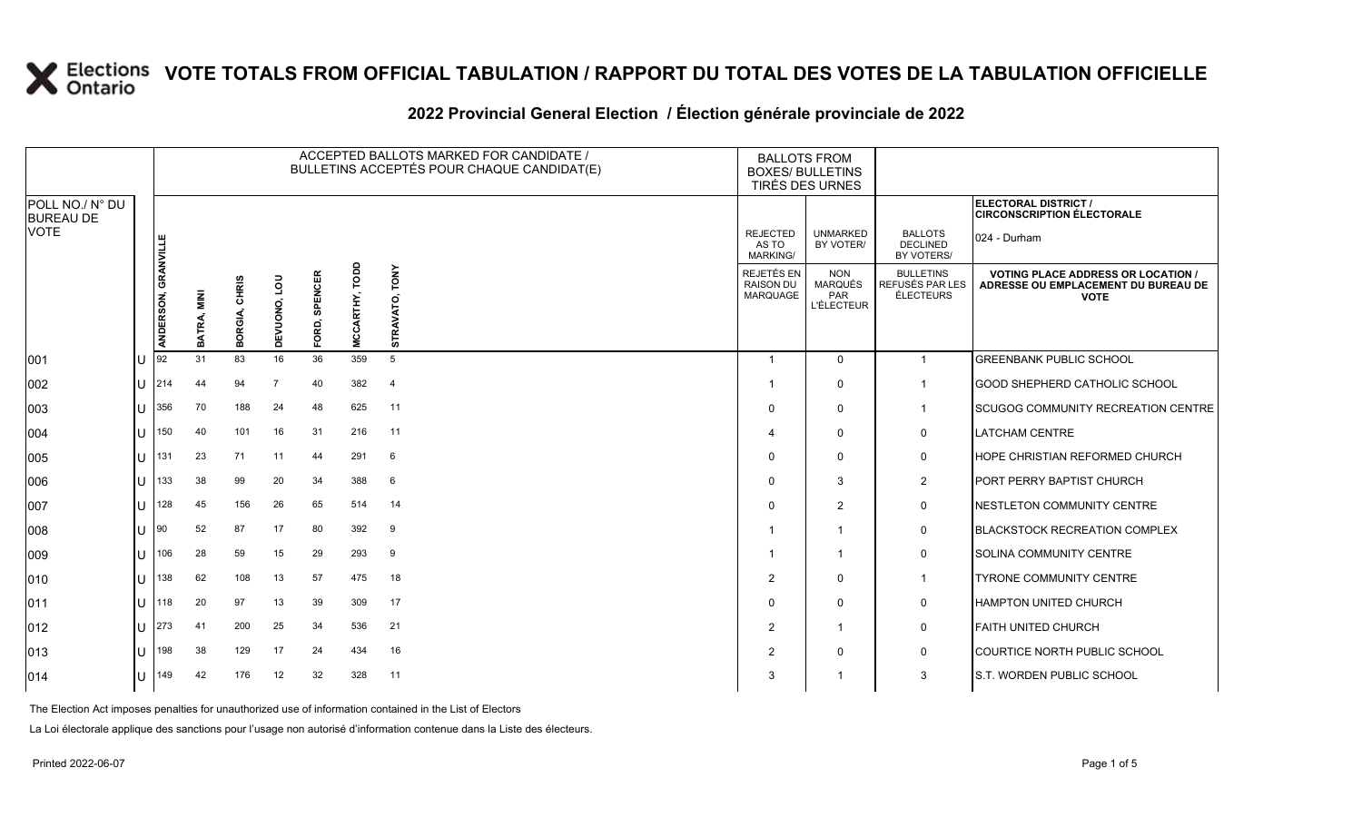# VOTE TOTALS FROM OFFICIAL TABULATION / RAPPORT DU TOTAL DES VOTES DE LA TABULATION OFFICIELLE

## 2022 Provincial General Election / Élection générale provinciale de 2022

ELECTORAL DISTRICT / CIRCONSCRIPTION ÉLECTORALE: 024 - Durham

| POLL NO./ N° DU BUREAU DE VOTE | | ACCEPTED BALLOTS MARKED FOR CANDIDATE / BULLETINS ACCEPTÉS POUR CHAQUE CANDIDAT(E) | | | | | | | BALLOTS FROM BOXES/ BULLETINS TIRÉS DES URNES | | | |
|---|---|---|---|---|---|---|---|---|---|---|---|---|
| | | ANDERSON, GRANVILLE | BATRA, MINI | BORGIA, CHRIS | DEVUONO, LOU | FORD, SPENCER | MCCARTHY, TODD | STRAVATO, TONY | REJECTED AS TO MARKING/ REJETÉS EN RAISON DU MARQUAGE | UNMARKED BY VOTER/ NON MARQUÉS PAR L'ÉLECTEUR | BALLOTS DECLINED BY VOTERS/ BULLETINS REFUSÉS PAR LES ÉLECTEURS | VOTING PLACE ADDRESS OR LOCATION / ADRESSE OU EMPLACEMENT DU BUREAU DE VOTE |
| 001 | U | 92 | 31 | 83 | 16 | 36 | 359 | 5 | 1 | 0 | 1 | GREENBANK PUBLIC SCHOOL |
| 002 | U | 214 | 44 | 94 | 7 | 40 | 382 | 4 | 1 | 0 | 1 | GOOD SHEPHERD CATHOLIC SCHOOL |
| 003 | U | 356 | 70 | 188 | 24 | 48 | 625 | 11 | 0 | 0 | 1 | SCUGOG COMMUNITY RECREATION CENTRE |
| 004 | U | 150 | 40 | 101 | 16 | 31 | 216 | 11 | 4 | 0 | 0 | LATCHAM CENTRE |
| 005 | U | 131 | 23 | 71 | 11 | 44 | 291 | 6 | 0 | 0 | 0 | HOPE CHRISTIAN REFORMED CHURCH |
| 006 | U | 133 | 38 | 99 | 20 | 34 | 388 | 6 | 0 | 3 | 2 | PORT PERRY BAPTIST CHURCH |
| 007 | U | 128 | 45 | 156 | 26 | 65 | 514 | 14 | 0 | 2 | 0 | NESTLETON COMMUNITY CENTRE |
| 008 | U | 90 | 52 | 87 | 17 | 80 | 392 | 9 | 1 | 1 | 0 | BLACKSTOCK RECREATION COMPLEX |
| 009 | U | 106 | 28 | 59 | 15 | 29 | 293 | 9 | 1 | 1 | 0 | SOLINA COMMUNITY CENTRE |
| 010 | U | 138 | 62 | 108 | 13 | 57 | 475 | 18 | 2 | 0 | 1 | TYRONE COMMUNITY CENTRE |
| 011 | U | 118 | 20 | 97 | 13 | 39 | 309 | 17 | 0 | 0 | 0 | HAMPTON UNITED CHURCH |
| 012 | U | 273 | 41 | 200 | 25 | 34 | 536 | 21 | 2 | 1 | 0 | FAITH UNITED CHURCH |
| 013 | U | 198 | 38 | 129 | 17 | 24 | 434 | 16 | 2 | 0 | 0 | COURTICE NORTH PUBLIC SCHOOL |
| 014 | U | 149 | 42 | 176 | 12 | 32 | 328 | 11 | 3 | 1 | 3 | S.T. WORDEN PUBLIC SCHOOL |

The Election Act imposes penalties for unauthorized use of information contained in the List of Electors

La Loi électorale applique des sanctions pour l'usage non autorisé d'information contenue dans la Liste des électeurs.

Printed 2022-06-07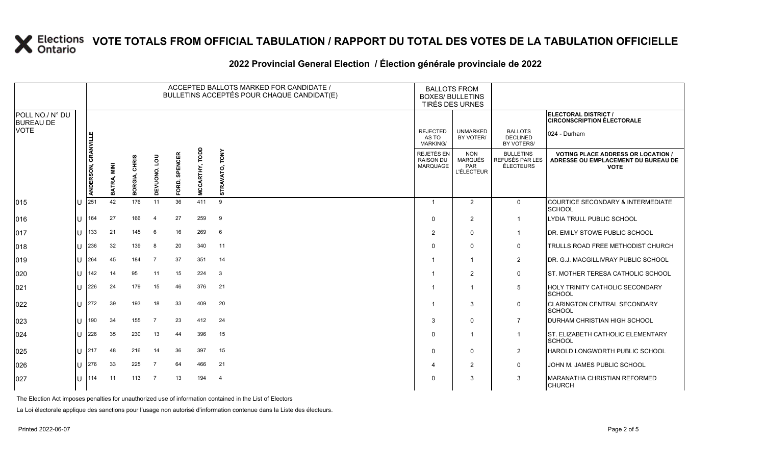# VOTE TOTALS FROM OFFICIAL TABULATION / RAPPORT DU TOTAL DES VOTES DE LA TABULATION OFFICIELLE

## 2022 Provincial General Election / Élection générale provinciale de 2022

ELECTORAL DISTRICT / CIRCONSCRIPTION ÉLECTORALE: 024 - Durham

| POLL NO./ N° DU BUREAU DE VOTE | | ACCEPTED BALLOTS MARKED FOR CANDIDATE / BULLETINS ACCEPTÉS POUR CHAQUE CANDIDAT(E) | | | | | | | BALLOTS FROM BOXES/ BULLETINS TIRÉS DES URNES | | | |
|---|---|---|---|---|---|---|---|---|---|---|---|---|
| | | ANDERSON, GRANVILLE | BATRA, MINI | BORGIA, CHRIS | DEVUONO, LOU | FORD, SPENCER | MCCARTHY, TODD | STRAVATO, TONY | REJECTED AS TO MARKING/ REJETÉS EN RAISON DU MARQUAGE | UNMARKED BY VOTER/ NON MARQUÉS PAR L'ÉLECTEUR | BALLOTS DECLINED BY VOTERS/ BULLETINS REFUSÉS PAR LES ÉLECTEURS | VOTING PLACE ADDRESS OR LOCATION / ADRESSE OU EMPLACEMENT DU BUREAU DE VOTE |
| 015 | U | 251 | 42 | 176 | 11 | 36 | 411 | 9 | 1 | 2 | 0 | COURTICE SECONDARY & INTERMEDIATE SCHOOL |
| 016 | U | 164 | 27 | 166 | 4 | 27 | 259 | 9 | 0 | 2 | 1 | LYDIA TRULL PUBLIC SCHOOL |
| 017 | U | 133 | 21 | 145 | 6 | 16 | 269 | 6 | 2 | 0 | 1 | DR. EMILY STOWE PUBLIC SCHOOL |
| 018 | U | 236 | 32 | 139 | 8 | 20 | 340 | 11 | 0 | 0 | 0 | TRULLS ROAD FREE METHODIST CHURCH |
| 019 | U | 264 | 45 | 184 | 7 | 37 | 351 | 14 | 1 | 1 | 2 | DR. G.J. MACGILLIVRAY PUBLIC SCHOOL |
| 020 | U | 142 | 14 | 95 | 11 | 15 | 224 | 3 | 1 | 2 | 0 | ST. MOTHER TERESA CATHOLIC SCHOOL |
| 021 | U | 226 | 24 | 179 | 15 | 46 | 376 | 21 | 1 | 1 | 5 | HOLY TRINITY CATHOLIC SECONDARY SCHOOL |
| 022 | U | 272 | 39 | 193 | 18 | 33 | 409 | 20 | 1 | 3 | 0 | CLARINGTON CENTRAL SECONDARY SCHOOL |
| 023 | U | 190 | 34 | 155 | 7 | 23 | 412 | 24 | 3 | 0 | 7 | DURHAM CHRISTIAN HIGH SCHOOL |
| 024 | U | 226 | 35 | 230 | 13 | 44 | 396 | 15 | 0 | 1 | 1 | ST. ELIZABETH CATHOLIC ELEMENTARY SCHOOL |
| 025 | U | 217 | 48 | 216 | 14 | 36 | 397 | 15 | 0 | 0 | 2 | HAROLD LONGWORTH PUBLIC SCHOOL |
| 026 | U | 276 | 33 | 225 | 7 | 64 | 466 | 21 | 4 | 2 | 0 | JOHN M. JAMES PUBLIC SCHOOL |
| 027 | U | 114 | 11 | 113 | 7 | 13 | 194 | 4 | 0 | 3 | 3 | MARANATHA CHRISTIAN REFORMED CHURCH |

The Election Act imposes penalties for unauthorized use of information contained in the List of Electors

La Loi électorale applique des sanctions pour l'usage non autorisé d'information contenue dans la Liste des électeurs.

Printed 2022-06-07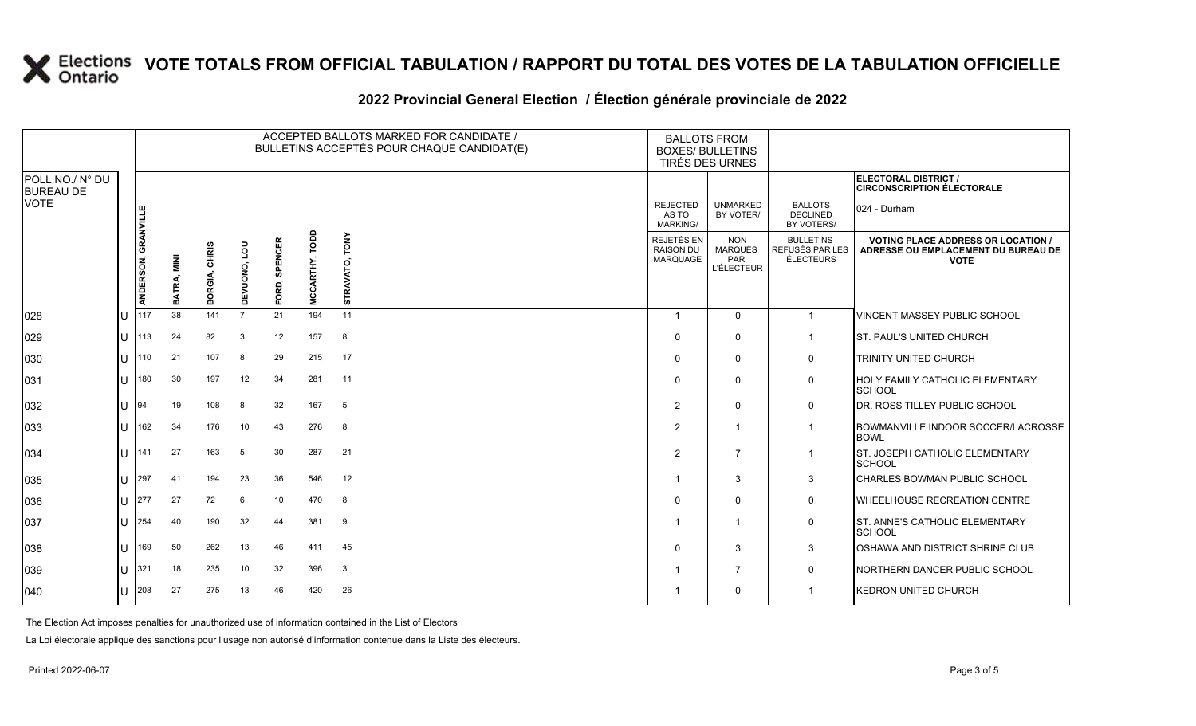# VOTE TOTALS FROM OFFICIAL TABULATION / RAPPORT DU TOTAL DES VOTES DE LA TABULATION OFFICIELLE

## 2022 Provincial General Election / Élection générale provinciale de 2022

| POLL NO./ N° DU BUREAU DE VOTE | | ACCEPTED BALLOTS MARKED FOR CANDIDATE / BULLETINS ACCEPTÉS POUR CHAQUE CANDIDAT(E) | | | | | | | BALLOTS FROM BOXES/ BULLETINS TIRÉS DES URNES | | | ELECTORAL DISTRICT / CIRCONSCRIPTION ÉLECTORALE 024 - Durham |
|---|---|---|---|---|---|---|---|---|---|---|---|---|
| | | ANDERSON, GRANVILLE | BATRA, MINI | BORGIA, CHRIS | DEVUONO, LOU | FORD, SPENCER | MCCARTHY, TODD | STRAVATO, TONY | REJECTED AS TO MARKING/ REJETÉS EN RAISON DU MARQUAGE | UNMARKED BY VOTER/ NON MARQUÉS PAR L'ÉLECTEUR | BALLOTS DECLINED BY VOTERS/ BULLETINS REFUSÉS PAR LES ÉLECTEURS | VOTING PLACE ADDRESS OR LOCATION / ADRESSE OU EMPLACEMENT DU BUREAU DE VOTE |
| 028 | U | 117 | 38 | 141 | 7 | 21 | 194 | 11 | 1 | 0 | 1 | VINCENT MASSEY PUBLIC SCHOOL |
| 029 | U | 113 | 24 | 82 | 3 | 12 | 157 | 8 | 0 | 0 | 1 | ST. PAUL'S UNITED CHURCH |
| 030 | U | 110 | 21 | 107 | 8 | 29 | 215 | 17 | 0 | 0 | 0 | TRINITY UNITED CHURCH |
| 031 | U | 180 | 30 | 197 | 12 | 34 | 281 | 11 | 0 | 0 | 0 | HOLY FAMILY CATHOLIC ELEMENTARY SCHOOL |
| 032 | U | 94 | 19 | 108 | 8 | 32 | 167 | 5 | 2 | 0 | 0 | DR. ROSS TILLEY PUBLIC SCHOOL |
| 033 | U | 162 | 34 | 176 | 10 | 43 | 276 | 8 | 2 | 1 | 1 | BOWMANVILLE INDOOR SOCCER/LACROSSE BOWL |
| 034 | U | 141 | 27 | 163 | 5 | 30 | 287 | 21 | 2 | 7 | 1 | ST. JOSEPH CATHOLIC ELEMENTARY SCHOOL |
| 035 | U | 297 | 41 | 194 | 23 | 36 | 546 | 12 | 1 | 3 | 3 | CHARLES BOWMAN PUBLIC SCHOOL |
| 036 | U | 277 | 27 | 72 | 6 | 10 | 470 | 8 | 0 | 0 | 0 | WHEELHOUSE RECREATION CENTRE |
| 037 | U | 254 | 40 | 190 | 32 | 44 | 381 | 9 | 1 | 1 | 0 | ST. ANNE'S CATHOLIC ELEMENTARY SCHOOL |
| 038 | U | 169 | 50 | 262 | 13 | 46 | 411 | 45 | 0 | 3 | 3 | OSHAWA AND DISTRICT SHRINE CLUB |
| 039 | U | 321 | 18 | 235 | 10 | 32 | 396 | 3 | 1 | 7 | 0 | NORTHERN DANCER PUBLIC SCHOOL |
| 040 | U | 208 | 27 | 275 | 13 | 46 | 420 | 26 | 1 | 0 | 1 | KEDRON UNITED CHURCH |

The Election Act imposes penalties for unauthorized use of information contained in the List of Electors

La Loi électorale applique des sanctions pour l'usage non autorisé d'information contenue dans la Liste des électeurs.

Printed 2022-06-07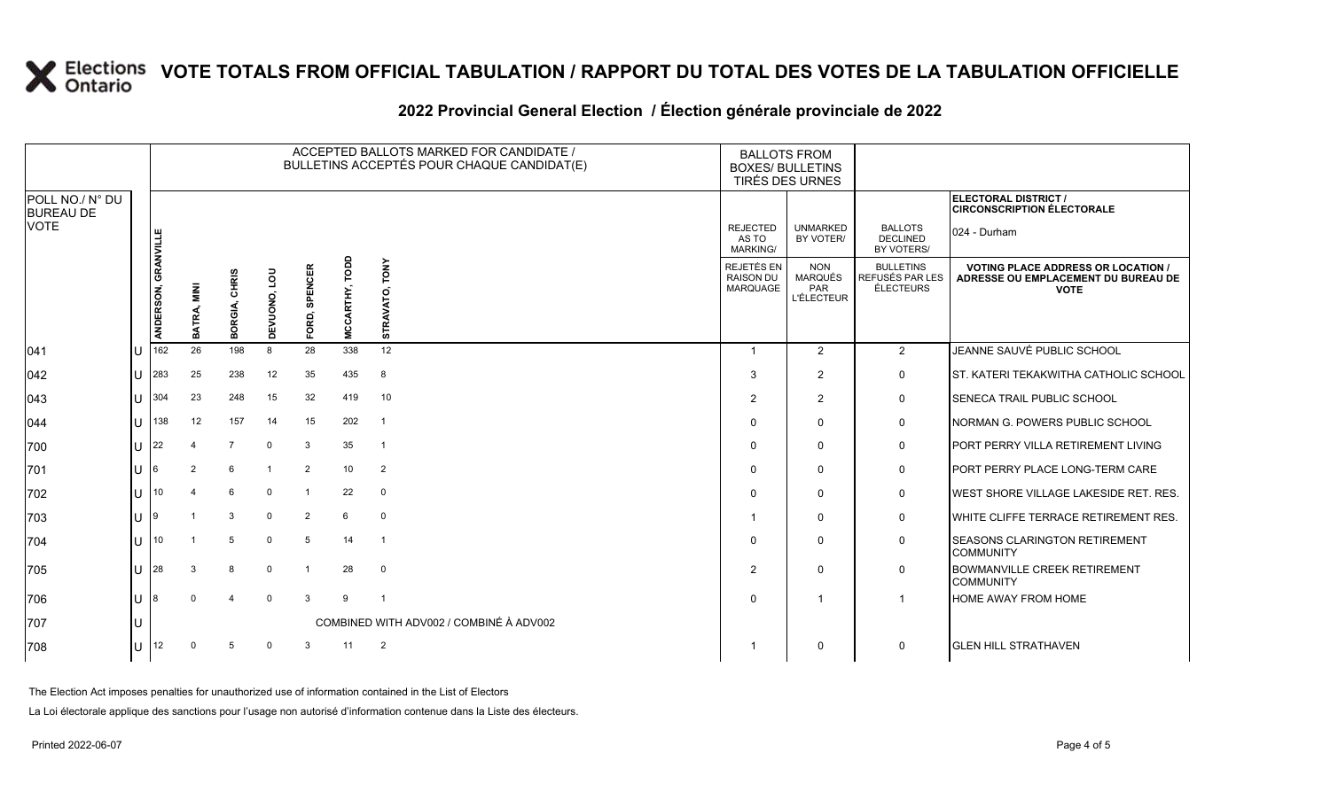# VOTE TOTALS FROM OFFICIAL TABULATION / RAPPORT DU TOTAL DES VOTES DE LA TABULATION OFFICIELLE

## 2022 Provincial General Election / Élection générale provinciale de 2022

**ELECTORAL DISTRICT / CIRCONSCRIPTION ÉLECTORALE:** 024 - Durham

| POLL NO./ N° DU BUREAU DE VOTE | | ACCEPTED BALLOTS MARKED FOR CANDIDATE / BULLETINS ACCEPTÉS POUR CHAQUE CANDIDAT(E) | | | | | | | BALLOTS FROM BOXES/ BULLETINS TIRÉS DES URNES | | | |
|---|---|---|---|---|---|---|---|---|---|---|---|---|
| | | ANDERSON, GRANVILLE | BATRA, MINI | BORGIA, CHRIS | DEVUONO, LOU | FORD, SPENCER | MCCARTHY, TODD | STRAVATO, TONY | REJECTED AS TO MARKING/ REJETÉS EN RAISON DU MARQUAGE | UNMARKED BY VOTER/ NON MARQUÉS PAR L'ÉLECTEUR | BALLOTS DECLINED BY VOTERS/ BULLETINS REFUSÉS PAR LES ÉLECTEURS | VOTING PLACE ADDRESS OR LOCATION / ADRESSE OU EMPLACEMENT DU BUREAU DE VOTE |
| 041 | U | 162 | 26 | 198 | 8 | 28 | 338 | 12 | 1 | 2 | 2 | JEANNE SAUVÉ PUBLIC SCHOOL |
| 042 | U | 283 | 25 | 238 | 12 | 35 | 435 | 8 | 3 | 2 | 0 | ST. KATERI TEKAKWITHA CATHOLIC SCHOOL |
| 043 | U | 304 | 23 | 248 | 15 | 32 | 419 | 10 | 2 | 2 | 0 | SENECA TRAIL PUBLIC SCHOOL |
| 044 | U | 138 | 12 | 157 | 14 | 15 | 202 | 1 | 0 | 0 | 0 | NORMAN G. POWERS PUBLIC SCHOOL |
| 700 | U | 22 | 4 | 7 | 0 | 3 | 35 | 1 | 0 | 0 | 0 | PORT PERRY VILLA RETIREMENT LIVING |
| 701 | U | 6 | 2 | 6 | 1 | 2 | 10 | 2 | 0 | 0 | 0 | PORT PERRY PLACE LONG-TERM CARE |
| 702 | U | 10 | 4 | 6 | 0 | 1 | 22 | 0 | 0 | 0 | 0 | WEST SHORE VILLAGE LAKESIDE RET. RES. |
| 703 | U | 9 | 1 | 3 | 0 | 2 | 6 | 0 | 1 | 0 | 0 | WHITE CLIFFE TERRACE RETIREMENT RES. |
| 704 | U | 10 | 1 | 5 | 0 | 5 | 14 | 1 | 0 | 0 | 0 | SEASONS CLARINGTON RETIREMENT COMMUNITY |
| 705 | U | 28 | 3 | 8 | 0 | 1 | 28 | 0 | 2 | 0 | 0 | BOWMANVILLE CREEK RETIREMENT COMMUNITY |
| 706 | U | 8 | 0 | 4 | 0 | 3 | 9 | 1 | 0 | 1 | 1 | HOME AWAY FROM HOME |
| 707 | U | COMBINED WITH ADV002 / COMBINÉ À ADV002 | | | | | | | | | | |
| 708 | U | 12 | 0 | 5 | 0 | 3 | 11 | 2 | 1 | 0 | 0 | GLEN HILL STRATHAVEN |

The Election Act imposes penalties for unauthorized use of information contained in the List of Electors

La Loi électorale applique des sanctions pour l'usage non autorisé d'information contenue dans la Liste des électeurs.

Printed 2022-06-07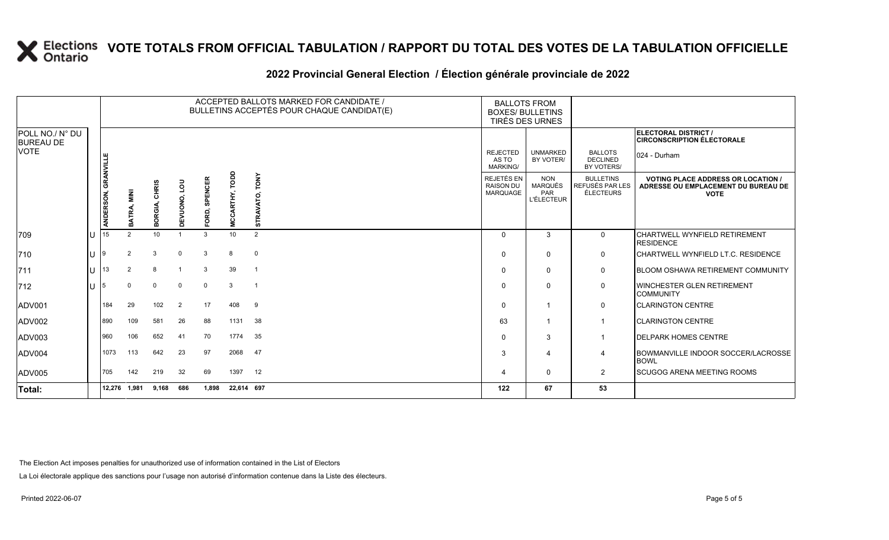# VOTE TOTALS FROM OFFICIAL TABULATION / RAPPORT DU TOTAL DES VOTES DE LA TABULATION OFFICIELLE

## 2022 Provincial General Election / Élection générale provinciale de 2022

| POLL NO./ N° DU BUREAU DE VOTE | | ACCEPTED BALLOTS MARKED FOR CANDIDATE / BULLETINS ACCEPTÉS POUR CHAQUE CANDIDAT(E) | | | | | | | BALLOTS FROM BOXES/ BULLETINS TIRÉS DES URNES | | | ELECTORAL DISTRICT / CIRCONSCRIPTION ÉLECTORALE 024 - Durham |
|---|---|---|---|---|---|---|---|---|---|---|---|---|
| | | ANDERSON, GRANVILLE | BATRA, MINI | BORGIA, CHRIS | DEVUONO, LOU | FORD, SPENCER | MCCARTHY, TODD | STRAVATO, TONY | REJECTED AS TO MARKING/ REJETÉS EN RAISON DU MARQUAGE | UNMARKED BY VOTER/ NON MARQUÉS PAR L'ÉLECTEUR | BALLOTS DECLINED BY VOTERS/ BULLETINS REFUSÉS PAR LES ÉLECTEURS | VOTING PLACE ADDRESS OR LOCATION / ADRESSE OU EMPLACEMENT DU BUREAU DE VOTE |
| 709 | U | 15 | 2 | 10 | 1 | 3 | 10 | 2 | 0 | 3 | 0 | CHARTWELL WYNFIELD RETIREMENT RESIDENCE |
| 710 | U | 9 | 2 | 3 | 0 | 3 | 8 | 0 | 0 | 0 | 0 | CHARTWELL WYNFIELD LT.C. RESIDENCE |
| 711 | U | 13 | 2 | 8 | 1 | 3 | 39 | 1 | 0 | 0 | 0 | BLOOM OSHAWA RETIREMENT COMMUNITY |
| 712 | U | 5 | 0 | 0 | 0 | 0 | 3 | 1 | 0 | 0 | 0 | WINCHESTER GLEN RETIREMENT COMMUNITY |
| ADV001 | | 184 | 29 | 102 | 2 | 17 | 408 | 9 | 0 | 1 | 0 | CLARINGTON CENTRE |
| ADV002 | | 890 | 109 | 581 | 26 | 88 | 1131 | 38 | 63 | 1 | 1 | CLARINGTON CENTRE |
| ADV003 | | 960 | 106 | 652 | 41 | 70 | 1774 | 35 | 0 | 3 | 1 | DELPARK HOMES CENTRE |
| ADV004 | | 1073 | 113 | 642 | 23 | 97 | 2068 | 47 | 3 | 4 | 4 | BOWMANVILLE INDOOR SOCCER/LACROSSE BOWL |
| ADV005 | | 705 | 142 | 219 | 32 | 69 | 1397 | 12 | 4 | 0 | 2 | SCUGOG ARENA MEETING ROOMS |
| **Total:** | | **12,276** | **1,981** | **9,168** | **686** | **1,898** | **22,614** | **697** | **122** | **67** | **53** | |

The Election Act imposes penalties for unauthorized use of information contained in the List of Electors

La Loi électorale applique des sanctions pour l'usage non autorisé d'information contenue dans la Liste des électeurs.

Printed 2022-06-07